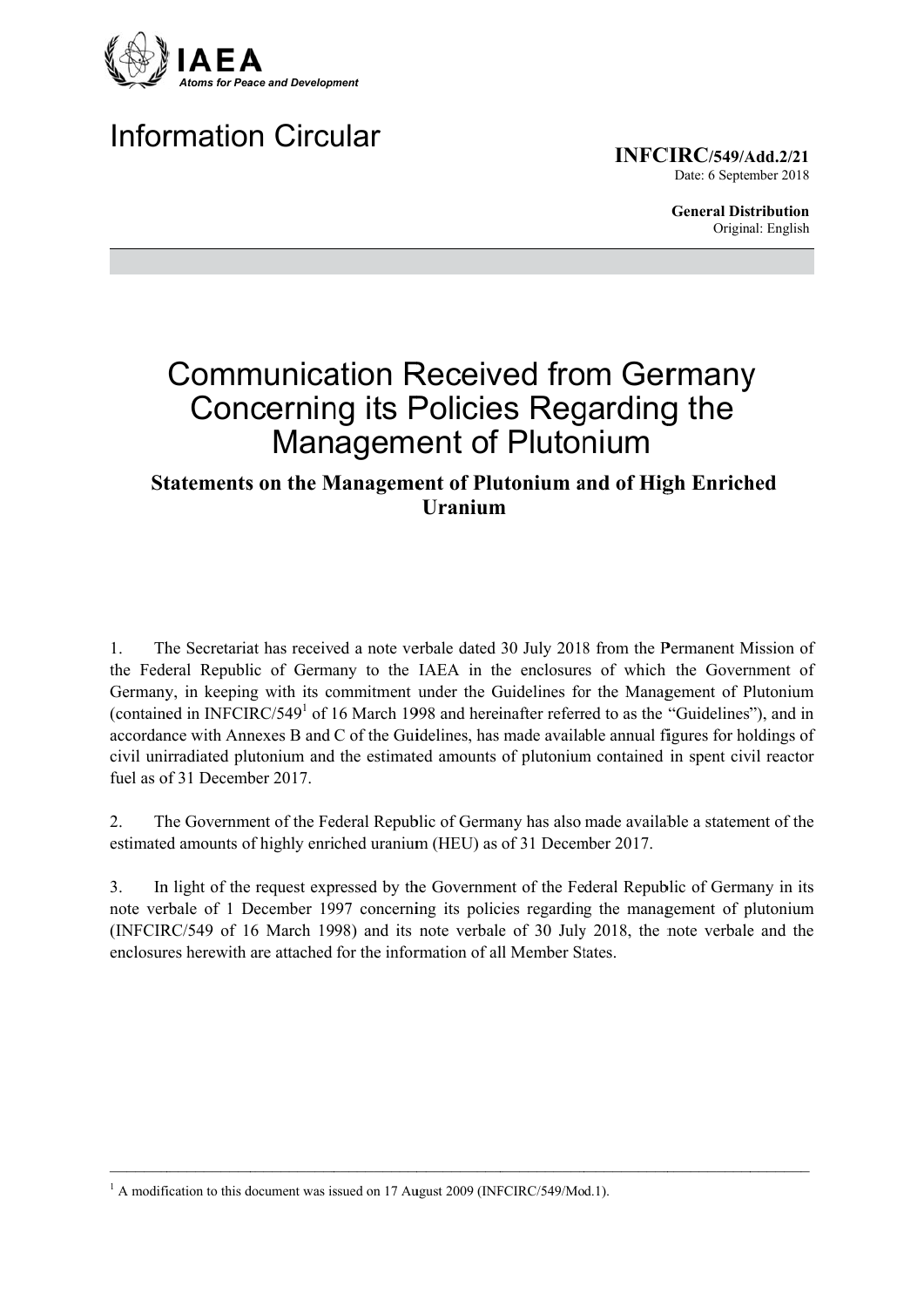IAEA

*Atoms for Peace and Development*

# Information Circular

**INFCIRC/549/Add.2/21**
Date: 6 September 2018

**General Distribution**
Original: English

# Communication Received from Germany Concerning its Policies Regarding the Management of Plutonium

## Statements on the Management of Plutonium and of High Enriched Uranium

1. The Secretariat has received a note verbale dated 30 July 2018 from the Permanent Mission of the Federal Republic of Germany to the IAEA in the enclosures of which the Government of Germany, in keeping with its commitment under the Guidelines for the Management of Plutonium (contained in INFCIRC/549[1] of 16 March 1998 and hereinafter referred to as the "Guidelines"), and in accordance with Annexes B and C of the Guidelines, has made available annual figures for holdings of civil unirradiated plutonium and the estimated amounts of plutonium contained in spent civil reactor fuel as of 31 December 2017.

2. The Government of the Federal Republic of Germany has also made available a statement of the estimated amounts of highly enriched uranium (HEU) as of 31 December 2017.

3. In light of the request expressed by the Government of the Federal Republic of Germany in its note verbale of 1 December 1997 concerning its policies regarding the management of plutonium (INFCIRC/549 of 16 March 1998) and its note verbale of 30 July 2018, the note verbale and the enclosures herewith are attached for the information of all Member States.

---

[1] A modification to this document was issued on 17 August 2009 (INFCIRC/549/Mod.1).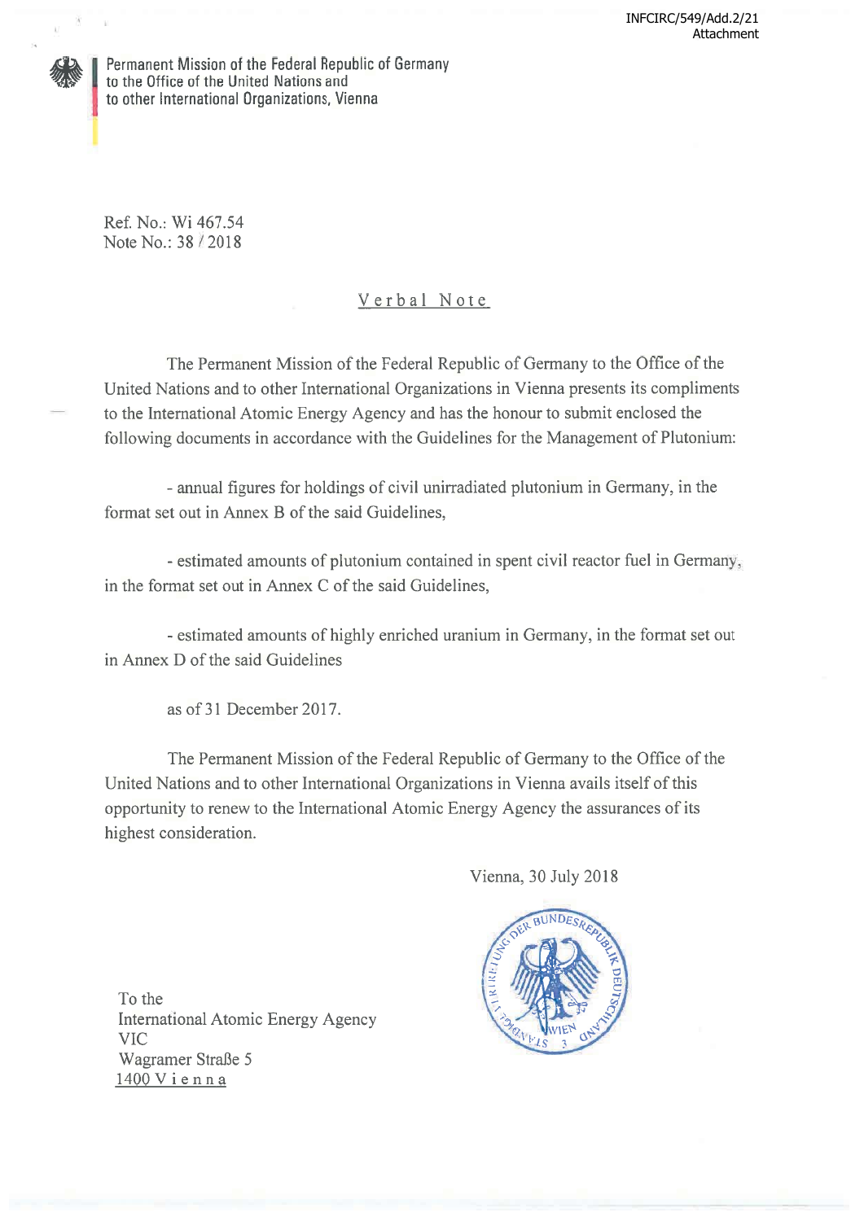INFCIRC/549/Add.2/21
Attachment

Permanent Mission of the Federal Republic of Germany
to the Office of the United Nations and
to other International Organizations, Vienna

Ref. No.: Wi 467.54
Note No.: 38 / 2018

## Verbal Note

The Permanent Mission of the Federal Republic of Germany to the Office of the United Nations and to other International Organizations in Vienna presents its compliments to the International Atomic Energy Agency and has the honour to submit enclosed the following documents in accordance with the Guidelines for the Management of Plutonium:

- annual figures for holdings of civil unirradiated plutonium in Germany, in the format set out in Annex B of the said Guidelines,

- estimated amounts of plutonium contained in spent civil reactor fuel in Germany, in the format set out in Annex C of the said Guidelines,

- estimated amounts of highly enriched uranium in Germany, in the format set out in Annex D of the said Guidelines

as of 31 December 2017.

The Permanent Mission of the Federal Republic of Germany to the Office of the United Nations and to other International Organizations in Vienna avails itself of this opportunity to renew to the International Atomic Energy Agency the assurances of its highest consideration.

Vienna, 30 July 2018

To the
International Atomic Energy Agency
VIC
Wagramer Straße 5
1400 Vienna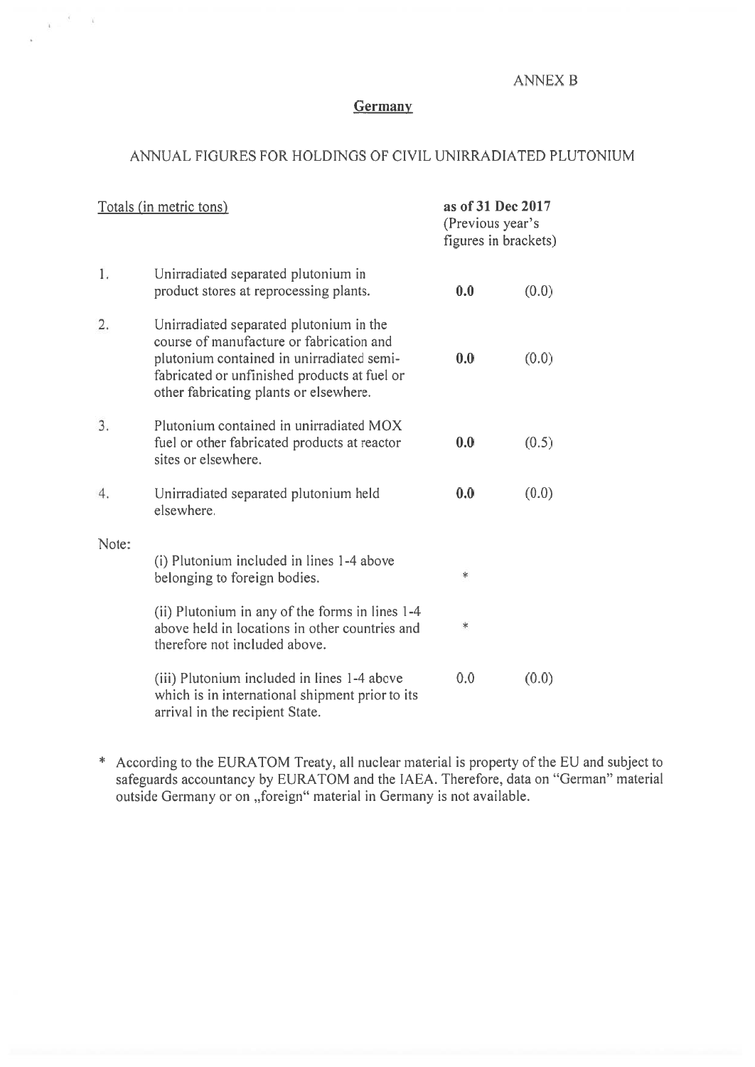ANNEX B

## Germany

### ANNUAL FIGURES FOR HOLDINGS OF CIVIL UNIRRADIATED PLUTONIUM

| | Totals (in metric tons) | as of 31 Dec 2017 (Previous year's figures in brackets) | |
|---|---|---|---|
| 1. | Unirradiated separated plutonium in product stores at reprocessing plants. | **0.0** | (0.0) |
| 2. | Unirradiated separated plutonium in the course of manufacture or fabrication and plutonium contained in unirradiated semi-fabricated or unfinished products at fuel or other fabricating plants or elsewhere. | **0.0** | (0.0) |
| 3. | Plutonium contained in unirradiated MOX fuel or other fabricated products at reactor sites or elsewhere. | **0.0** | (0.5) |
| 4. | Unirradiated separated plutonium held elsewhere. | **0.0** | (0.0) |
| Note: | | | |
| | (i) Plutonium included in lines 1-4 above belonging to foreign bodies. | * | |
| | (ii) Plutonium in any of the forms in lines 1-4 above held in locations in other countries and therefore not included above. | * | |
| | (iii) Plutonium included in lines 1-4 above which is in international shipment prior to its arrival in the recipient State. | 0.0 | (0.0) |

* According to the EURATOM Treaty, all nuclear material is property of the EU and subject to safeguards accountancy by EURATOM and the IAEA. Therefore, data on "German" material outside Germany or on „foreign" material in Germany is not available.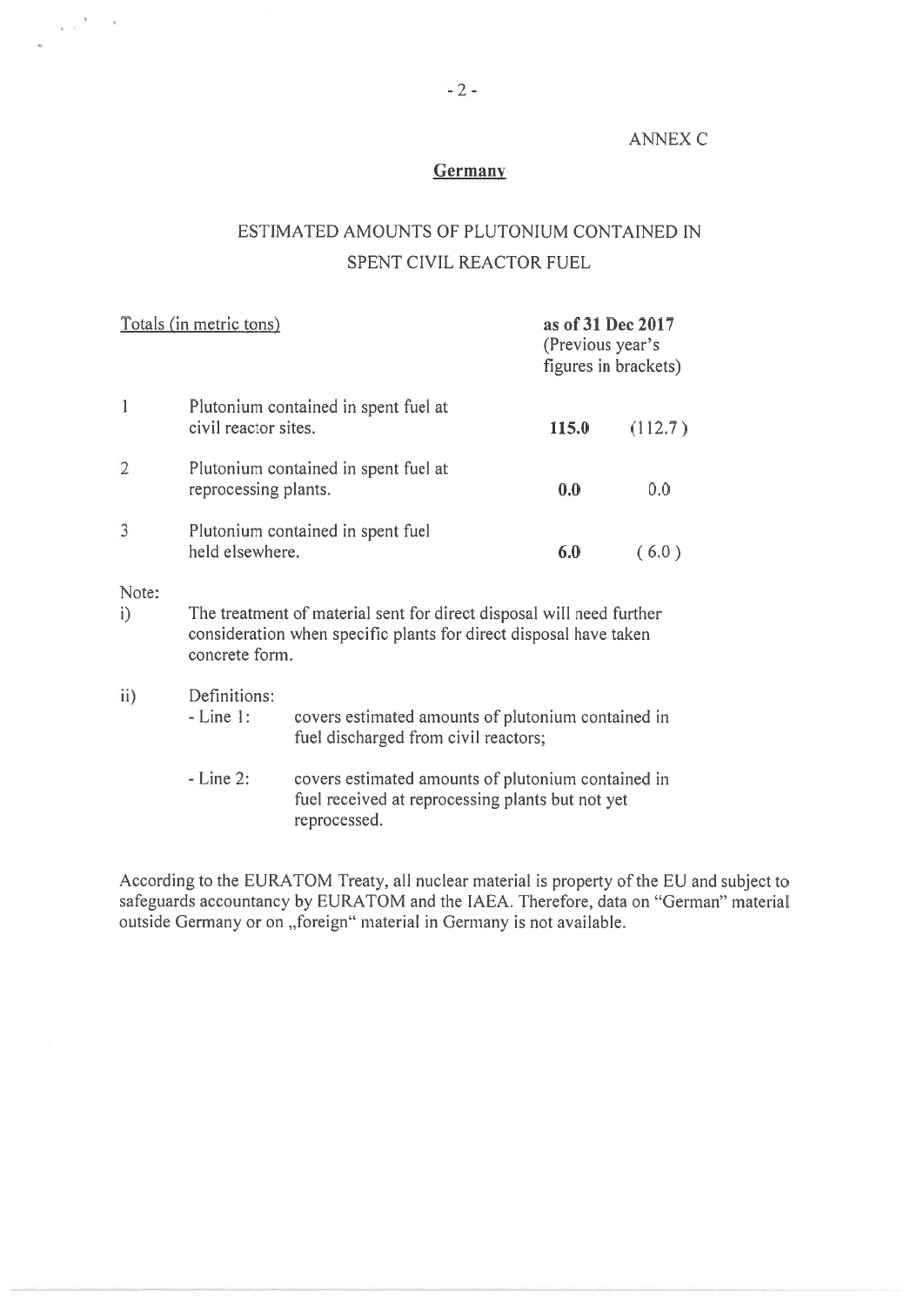ANNEX C

**Germany**

# ESTIMATED AMOUNTS OF PLUTONIUM CONTAINED IN SPENT CIVIL REACTOR FUEL

| Totals (in metric tons) | | as of 31 Dec 2017 (Previous year's figures in brackets) | |
|---|---|---|---|
| 1 | Plutonium contained in spent fuel at civil reactor sites. | **115.0** | (112.7) |
| 2 | Plutonium contained in spent fuel at reprocessing plants. | **0.0** | 0.0 |
| 3 | Plutonium contained in spent fuel held elsewhere. | **6.0** | ( 6.0 ) |

Note:

i) The treatment of material sent for direct disposal will need further consideration when specific plants for direct disposal have taken concrete form.

ii) Definitions:
- Line 1: covers estimated amounts of plutonium contained in fuel discharged from civil reactors;
- Line 2: covers estimated amounts of plutonium contained in fuel received at reprocessing plants but not yet reprocessed.

According to the EURATOM Treaty, all nuclear material is property of the EU and subject to safeguards accountancy by EURATOM and the IAEA. Therefore, data on "German" material outside Germany or on „foreign" material in Germany is not available.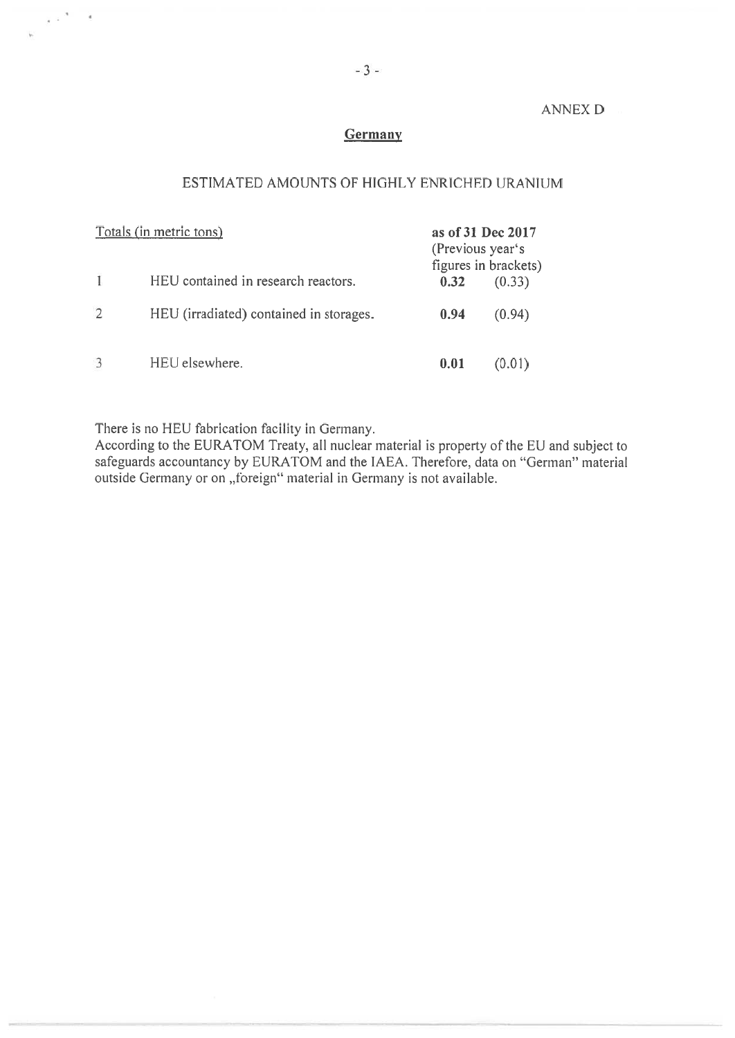ANNEX D

## Germany

### ESTIMATED AMOUNTS OF HIGHLY ENRICHED URANIUM

| Totals (in metric tons) | | as of 31 Dec 2017 | (Previous year's figures in brackets) |
|---|---|---|---|
| 1 | HEU contained in research reactors. | **0.32** | (0.33) |
| 2 | HEU (irradiated) contained in storages. | **0.94** | (0.94) |
| 3 | HEU elsewhere. | **0.01** | (0.01) |

There is no HEU fabrication facility in Germany.
According to the EURATOM Treaty, all nuclear material is property of the EU and subject to safeguards accountancy by EURATOM and the IAEA. Therefore, data on "German" material outside Germany or on „foreign" material in Germany is not available.